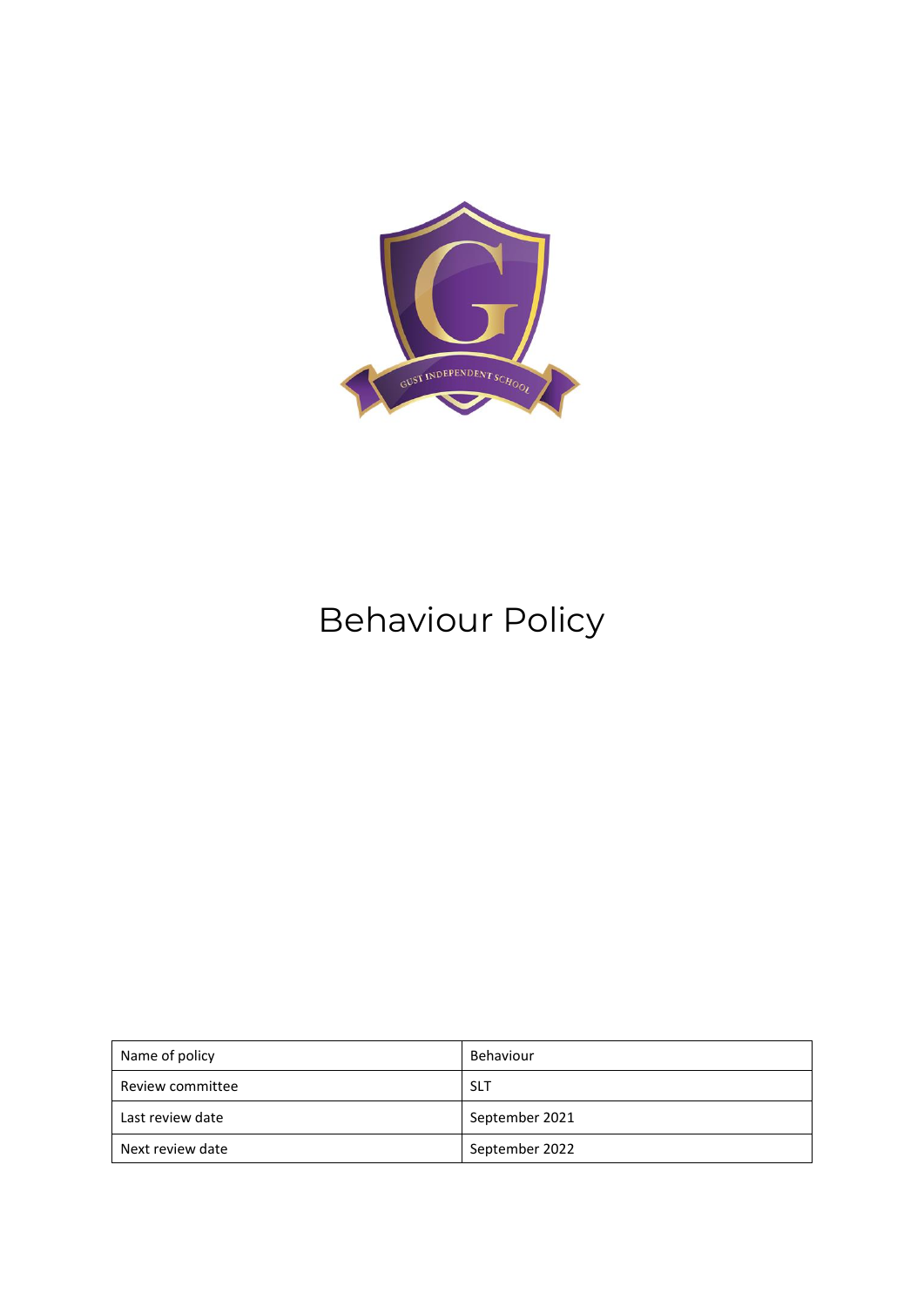# Behaviour Policy

| Name of policy | Behaviour |
|---|---|
| Review committee | SLT |
| Last review date | September 2021 |
| Next review date | September 2022 |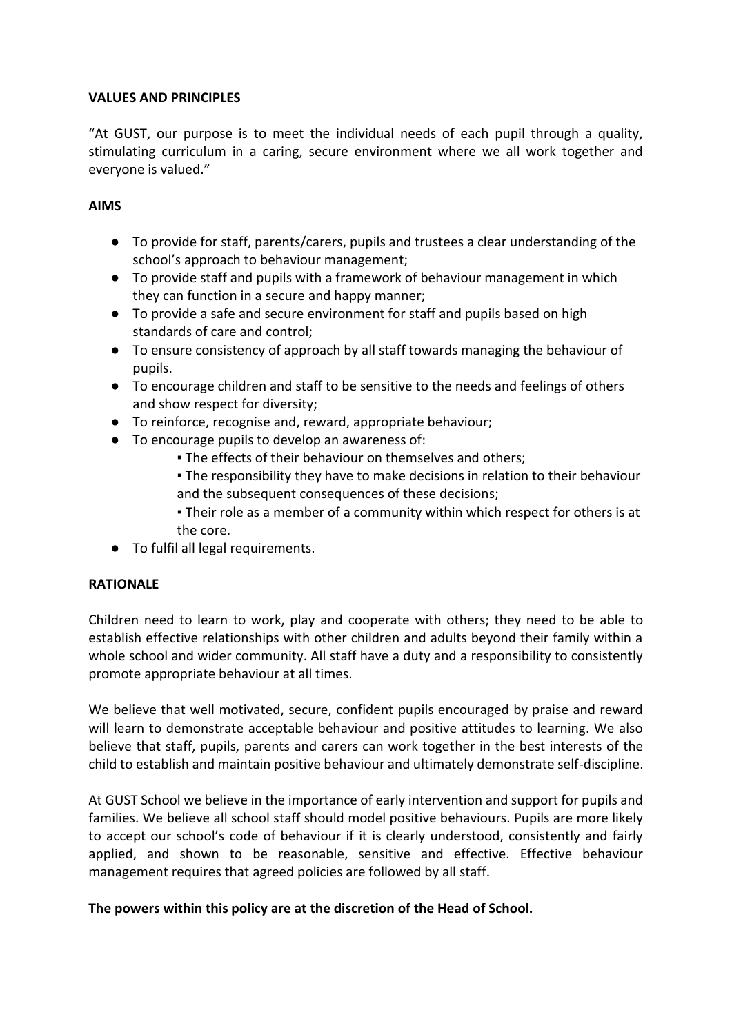**VALUES AND PRINCIPLES**

"At GUST, our purpose is to meet the individual needs of each pupil through a quality, stimulating curriculum in a caring, secure environment where we all work together and everyone is valued."

**AIMS**

- To provide for staff, parents/carers, pupils and trustees a clear understanding of the school's approach to behaviour management;
- To provide staff and pupils with a framework of behaviour management in which they can function in a secure and happy manner;
- To provide a safe and secure environment for staff and pupils based on high standards of care and control;
- To ensure consistency of approach by all staff towards managing the behaviour of pupils.
- To encourage children and staff to be sensitive to the needs and feelings of others and show respect for diversity;
- To reinforce, recognise and, reward, appropriate behaviour;
- To encourage pupils to develop an awareness of:
  - The effects of their behaviour on themselves and others;
  - The responsibility they have to make decisions in relation to their behaviour and the subsequent consequences of these decisions;
  - Their role as a member of a community within which respect for others is at the core.
- To fulfil all legal requirements.

**RATIONALE**

Children need to learn to work, play and cooperate with others; they need to be able to establish effective relationships with other children and adults beyond their family within a whole school and wider community. All staff have a duty and a responsibility to consistently promote appropriate behaviour at all times.

We believe that well motivated, secure, confident pupils encouraged by praise and reward will learn to demonstrate acceptable behaviour and positive attitudes to learning. We also believe that staff, pupils, parents and carers can work together in the best interests of the child to establish and maintain positive behaviour and ultimately demonstrate self-discipline.

At GUST School we believe in the importance of early intervention and support for pupils and families. We believe all school staff should model positive behaviours. Pupils are more likely to accept our school's code of behaviour if it is clearly understood, consistently and fairly applied, and shown to be reasonable, sensitive and effective. Effective behaviour management requires that agreed policies are followed by all staff.

**The powers within this policy are at the discretion of the Head of School.**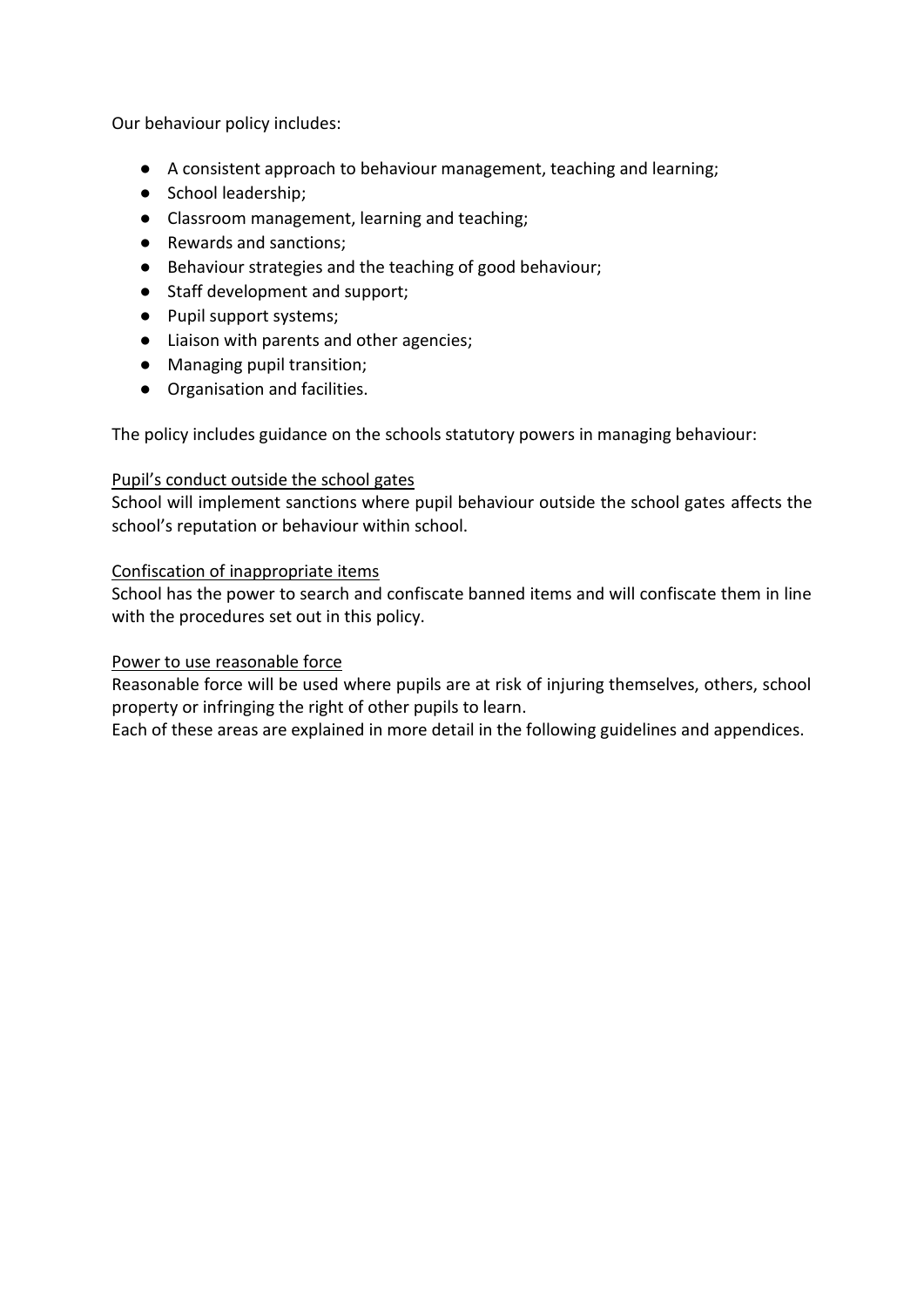Our behaviour policy includes:

- A consistent approach to behaviour management, teaching and learning;
- School leadership;
- Classroom management, learning and teaching;
- Rewards and sanctions;
- Behaviour strategies and the teaching of good behaviour;
- Staff development and support;
- Pupil support systems;
- Liaison with parents and other agencies;
- Managing pupil transition;
- Organisation and facilities.

The policy includes guidance on the schools statutory powers in managing behaviour:

<u>Pupil's conduct outside the school gates</u>
School will implement sanctions where pupil behaviour outside the school gates affects the school's reputation or behaviour within school.

<u>Confiscation of inappropriate items</u>
School has the power to search and confiscate banned items and will confiscate them in line with the procedures set out in this policy.

<u>Power to use reasonable force</u>
Reasonable force will be used where pupils are at risk of injuring themselves, others, school property or infringing the right of other pupils to learn.
Each of these areas are explained in more detail in the following guidelines and appendices.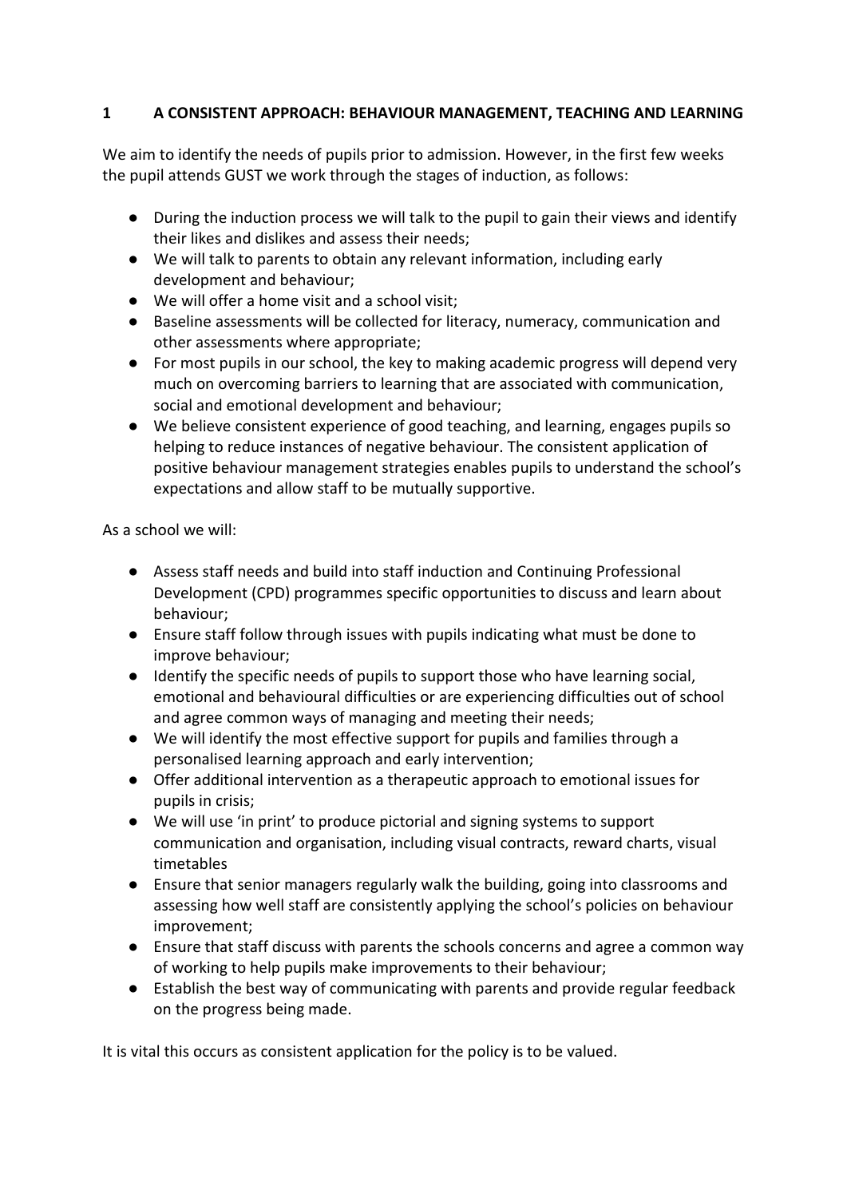## 1 A CONSISTENT APPROACH: BEHAVIOUR MANAGEMENT, TEACHING AND LEARNING

We aim to identify the needs of pupils prior to admission. However, in the first few weeks the pupil attends GUST we work through the stages of induction, as follows:

- During the induction process we will talk to the pupil to gain their views and identify their likes and dislikes and assess their needs;
- We will talk to parents to obtain any relevant information, including early development and behaviour;
- We will offer a home visit and a school visit;
- Baseline assessments will be collected for literacy, numeracy, communication and other assessments where appropriate;
- For most pupils in our school, the key to making academic progress will depend very much on overcoming barriers to learning that are associated with communication, social and emotional development and behaviour;
- We believe consistent experience of good teaching, and learning, engages pupils so helping to reduce instances of negative behaviour. The consistent application of positive behaviour management strategies enables pupils to understand the school's expectations and allow staff to be mutually supportive.

As a school we will:

- Assess staff needs and build into staff induction and Continuing Professional Development (CPD) programmes specific opportunities to discuss and learn about behaviour;
- Ensure staff follow through issues with pupils indicating what must be done to improve behaviour;
- Identify the specific needs of pupils to support those who have learning social, emotional and behavioural difficulties or are experiencing difficulties out of school and agree common ways of managing and meeting their needs;
- We will identify the most effective support for pupils and families through a personalised learning approach and early intervention;
- Offer additional intervention as a therapeutic approach to emotional issues for pupils in crisis;
- We will use 'in print' to produce pictorial and signing systems to support communication and organisation, including visual contracts, reward charts, visual timetables
- Ensure that senior managers regularly walk the building, going into classrooms and assessing how well staff are consistently applying the school's policies on behaviour improvement;
- Ensure that staff discuss with parents the schools concerns and agree a common way of working to help pupils make improvements to their behaviour;
- Establish the best way of communicating with parents and provide regular feedback on the progress being made.

It is vital this occurs as consistent application for the policy is to be valued.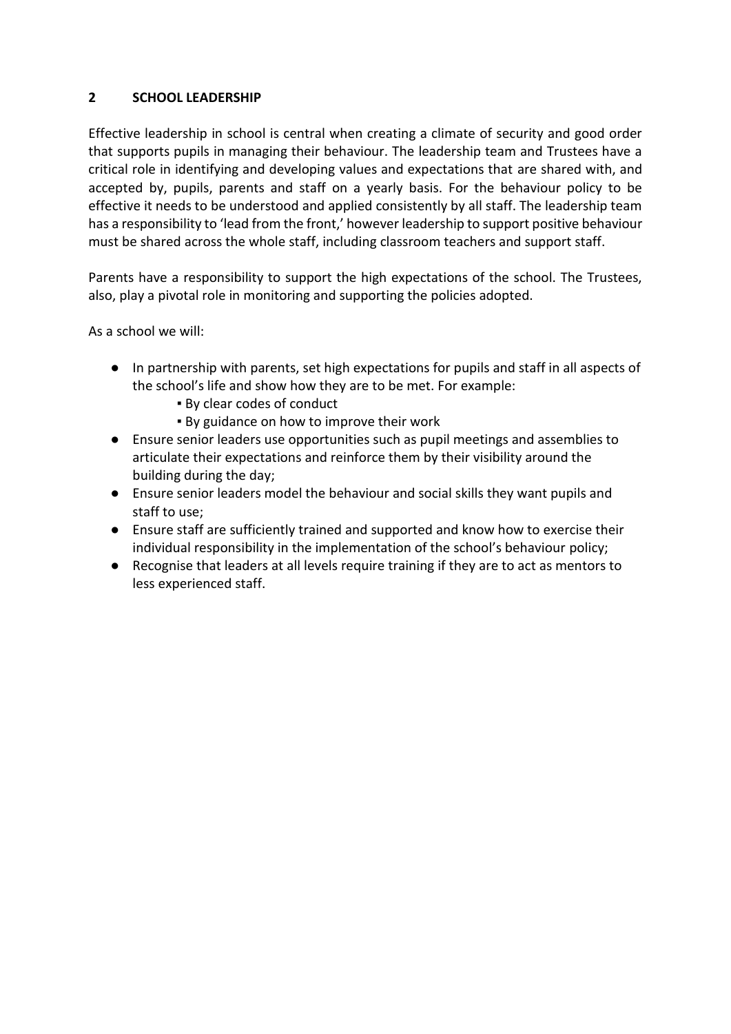## 2 SCHOOL LEADERSHIP

Effective leadership in school is central when creating a climate of security and good order that supports pupils in managing their behaviour. The leadership team and Trustees have a critical role in identifying and developing values and expectations that are shared with, and accepted by, pupils, parents and staff on a yearly basis. For the behaviour policy to be effective it needs to be understood and applied consistently by all staff. The leadership team has a responsibility to 'lead from the front,' however leadership to support positive behaviour must be shared across the whole staff, including classroom teachers and support staff.

Parents have a responsibility to support the high expectations of the school. The Trustees, also, play a pivotal role in monitoring and supporting the policies adopted.

As a school we will:

- In partnership with parents, set high expectations for pupils and staff in all aspects of the school's life and show how they are to be met. For example:
  - By clear codes of conduct
  - By guidance on how to improve their work
- Ensure senior leaders use opportunities such as pupil meetings and assemblies to articulate their expectations and reinforce them by their visibility around the building during the day;
- Ensure senior leaders model the behaviour and social skills they want pupils and staff to use;
- Ensure staff are sufficiently trained and supported and know how to exercise their individual responsibility in the implementation of the school's behaviour policy;
- Recognise that leaders at all levels require training if they are to act as mentors to less experienced staff.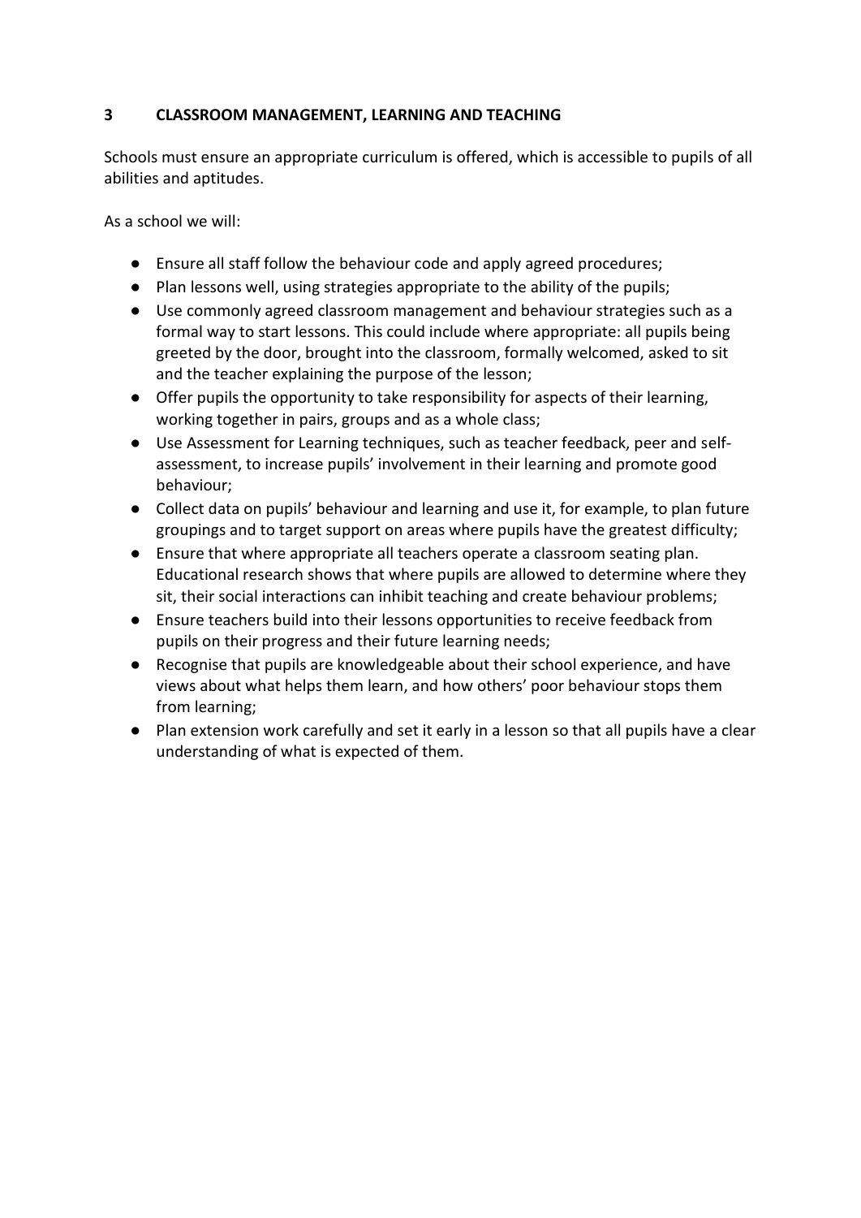## 3 CLASSROOM MANAGEMENT, LEARNING AND TEACHING

Schools must ensure an appropriate curriculum is offered, which is accessible to pupils of all abilities and aptitudes.

As a school we will:

- Ensure all staff follow the behaviour code and apply agreed procedures;
- Plan lessons well, using strategies appropriate to the ability of the pupils;
- Use commonly agreed classroom management and behaviour strategies such as a formal way to start lessons. This could include where appropriate: all pupils being greeted by the door, brought into the classroom, formally welcomed, asked to sit and the teacher explaining the purpose of the lesson;
- Offer pupils the opportunity to take responsibility for aspects of their learning, working together in pairs, groups and as a whole class;
- Use Assessment for Learning techniques, such as teacher feedback, peer and self-assessment, to increase pupils' involvement in their learning and promote good behaviour;
- Collect data on pupils' behaviour and learning and use it, for example, to plan future groupings and to target support on areas where pupils have the greatest difficulty;
- Ensure that where appropriate all teachers operate a classroom seating plan. Educational research shows that where pupils are allowed to determine where they sit, their social interactions can inhibit teaching and create behaviour problems;
- Ensure teachers build into their lessons opportunities to receive feedback from pupils on their progress and their future learning needs;
- Recognise that pupils are knowledgeable about their school experience, and have views about what helps them learn, and how others' poor behaviour stops them from learning;
- Plan extension work carefully and set it early in a lesson so that all pupils have a clear understanding of what is expected of them.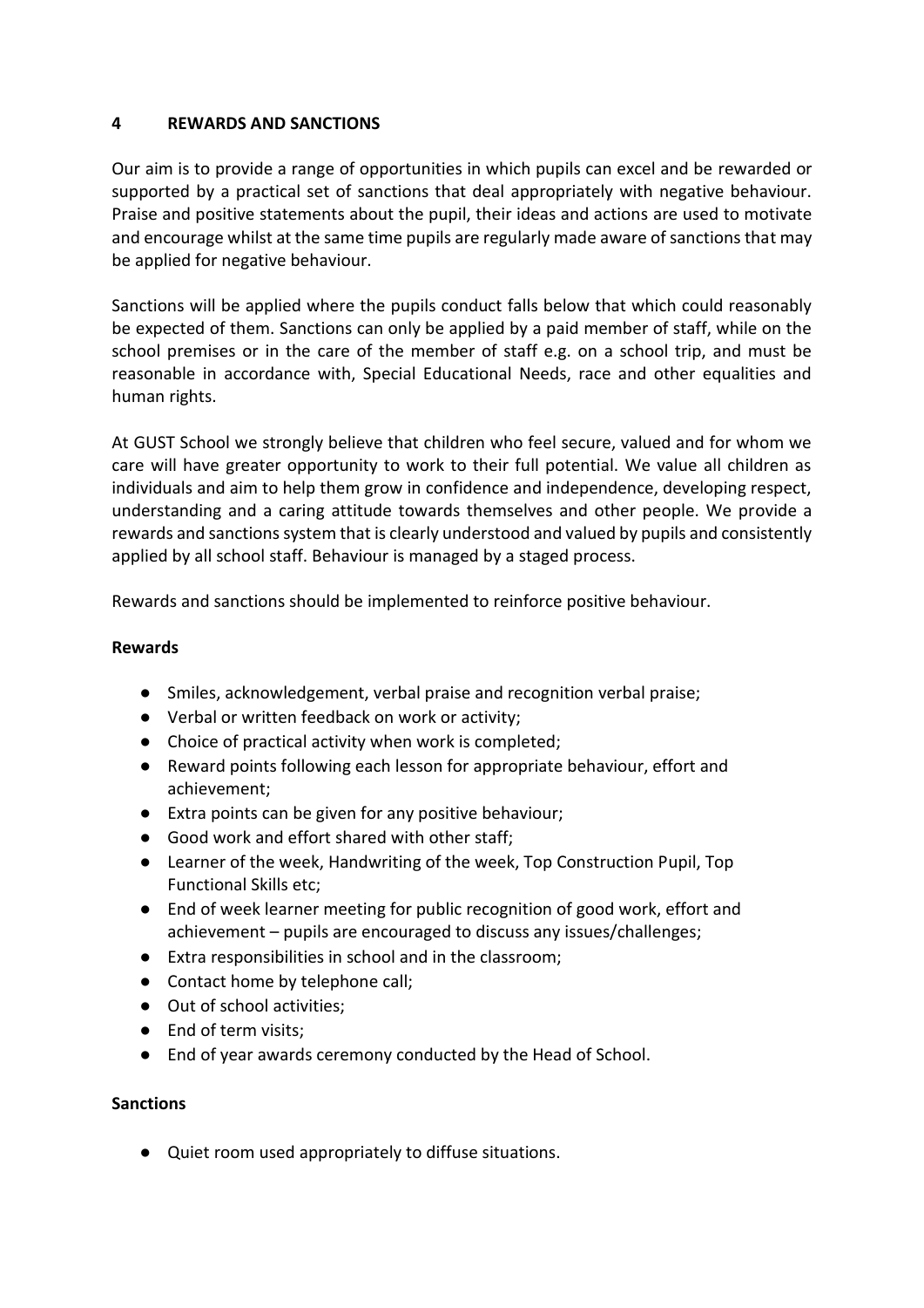## 4 REWARDS AND SANCTIONS

Our aim is to provide a range of opportunities in which pupils can excel and be rewarded or supported by a practical set of sanctions that deal appropriately with negative behaviour. Praise and positive statements about the pupil, their ideas and actions are used to motivate and encourage whilst at the same time pupils are regularly made aware of sanctions that may be applied for negative behaviour.

Sanctions will be applied where the pupils conduct falls below that which could reasonably be expected of them. Sanctions can only be applied by a paid member of staff, while on the school premises or in the care of the member of staff e.g. on a school trip, and must be reasonable in accordance with, Special Educational Needs, race and other equalities and human rights.

At GUST School we strongly believe that children who feel secure, valued and for whom we care will have greater opportunity to work to their full potential. We value all children as individuals and aim to help them grow in confidence and independence, developing respect, understanding and a caring attitude towards themselves and other people. We provide a rewards and sanctions system that is clearly understood and valued by pupils and consistently applied by all school staff. Behaviour is managed by a staged process.

Rewards and sanctions should be implemented to reinforce positive behaviour.

**Rewards**

- Smiles, acknowledgement, verbal praise and recognition verbal praise;
- Verbal or written feedback on work or activity;
- Choice of practical activity when work is completed;
- Reward points following each lesson for appropriate behaviour, effort and achievement;
- Extra points can be given for any positive behaviour;
- Good work and effort shared with other staff;
- Learner of the week, Handwriting of the week, Top Construction Pupil, Top Functional Skills etc;
- End of week learner meeting for public recognition of good work, effort and achievement – pupils are encouraged to discuss any issues/challenges;
- Extra responsibilities in school and in the classroom;
- Contact home by telephone call;
- Out of school activities;
- End of term visits;
- End of year awards ceremony conducted by the Head of School.

**Sanctions**

- Quiet room used appropriately to diffuse situations.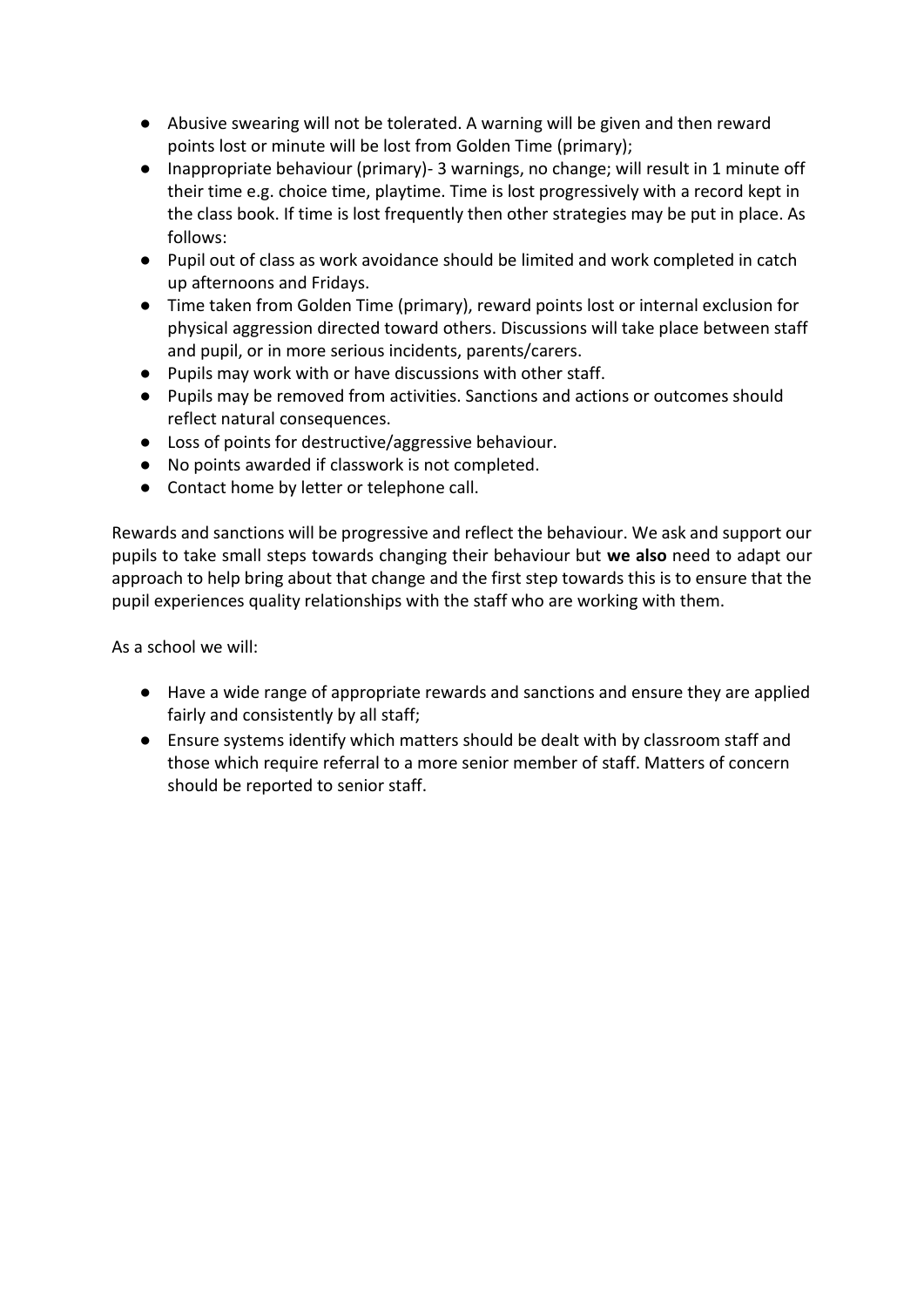- Abusive swearing will not be tolerated. A warning will be given and then reward points lost or minute will be lost from Golden Time (primary);
- Inappropriate behaviour (primary)- 3 warnings, no change; will result in 1 minute off their time e.g. choice time, playtime. Time is lost progressively with a record kept in the class book. If time is lost frequently then other strategies may be put in place. As follows:
- Pupil out of class as work avoidance should be limited and work completed in catch up afternoons and Fridays.
- Time taken from Golden Time (primary), reward points lost or internal exclusion for physical aggression directed toward others. Discussions will take place between staff and pupil, or in more serious incidents, parents/carers.
- Pupils may work with or have discussions with other staff.
- Pupils may be removed from activities. Sanctions and actions or outcomes should reflect natural consequences.
- Loss of points for destructive/aggressive behaviour.
- No points awarded if classwork is not completed.
- Contact home by letter or telephone call.

Rewards and sanctions will be progressive and reflect the behaviour. We ask and support our pupils to take small steps towards changing their behaviour but **we also** need to adapt our approach to help bring about that change and the first step towards this is to ensure that the pupil experiences quality relationships with the staff who are working with them.

As a school we will:

- Have a wide range of appropriate rewards and sanctions and ensure they are applied fairly and consistently by all staff;
- Ensure systems identify which matters should be dealt with by classroom staff and those which require referral to a more senior member of staff. Matters of concern should be reported to senior staff.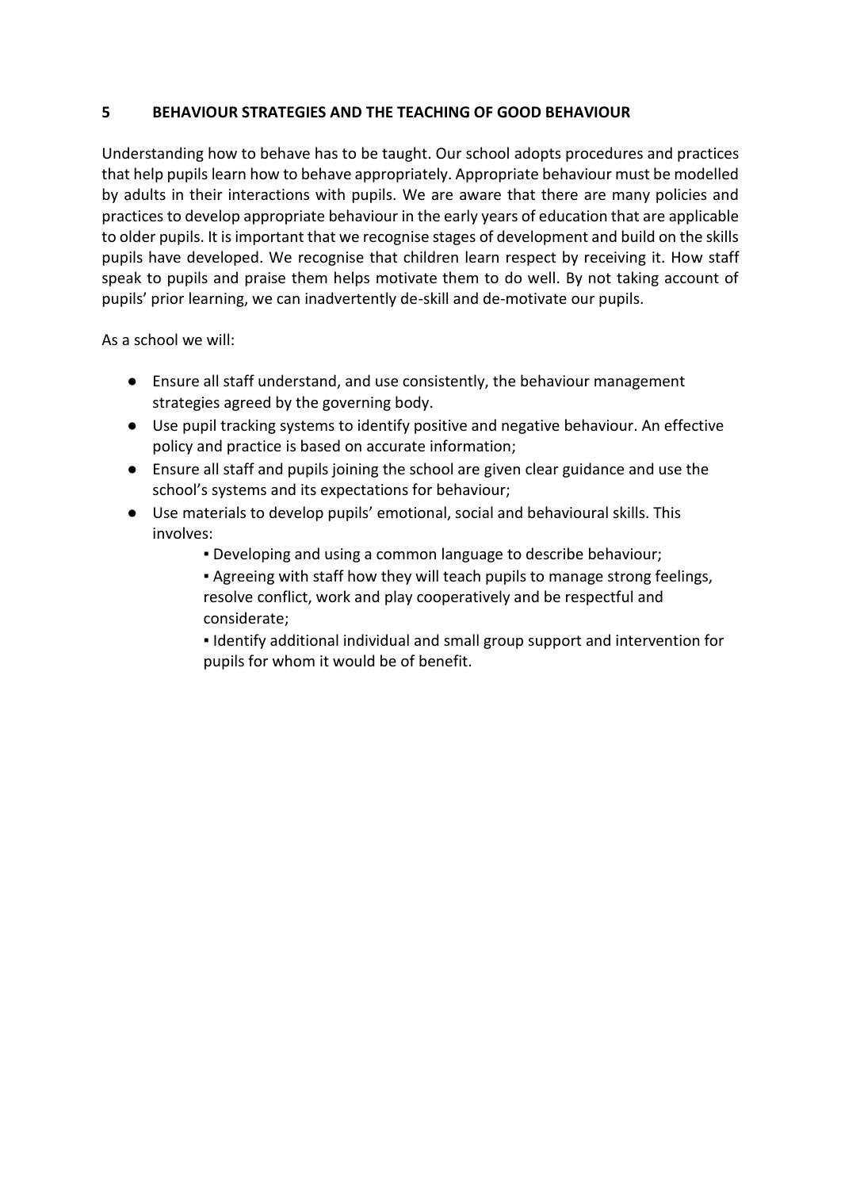## 5 BEHAVIOUR STRATEGIES AND THE TEACHING OF GOOD BEHAVIOUR

Understanding how to behave has to be taught. Our school adopts procedures and practices that help pupils learn how to behave appropriately. Appropriate behaviour must be modelled by adults in their interactions with pupils. We are aware that there are many policies and practices to develop appropriate behaviour in the early years of education that are applicable to older pupils. It is important that we recognise stages of development and build on the skills pupils have developed. We recognise that children learn respect by receiving it. How staff speak to pupils and praise them helps motivate them to do well. By not taking account of pupils' prior learning, we can inadvertently de-skill and de-motivate our pupils.

As a school we will:

- Ensure all staff understand, and use consistently, the behaviour management strategies agreed by the governing body.
- Use pupil tracking systems to identify positive and negative behaviour. An effective policy and practice is based on accurate information;
- Ensure all staff and pupils joining the school are given clear guidance and use the school's systems and its expectations for behaviour;
- Use materials to develop pupils' emotional, social and behavioural skills. This involves:
    - Developing and using a common language to describe behaviour;
    - Agreeing with staff how they will teach pupils to manage strong feelings, resolve conflict, work and play cooperatively and be respectful and considerate;
    - Identify additional individual and small group support and intervention for pupils for whom it would be of benefit.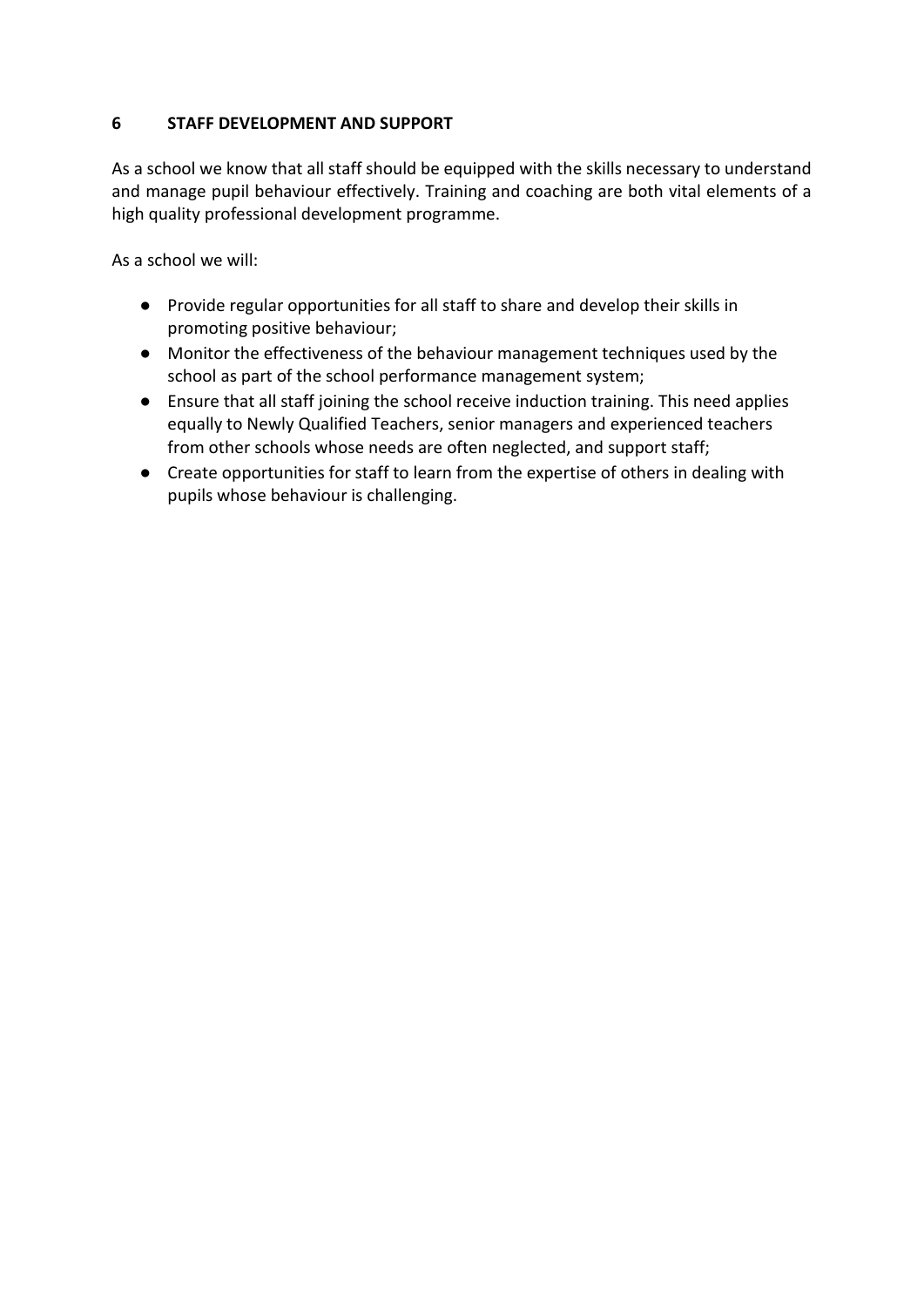## 6 STAFF DEVELOPMENT AND SUPPORT

As a school we know that all staff should be equipped with the skills necessary to understand and manage pupil behaviour effectively. Training and coaching are both vital elements of a high quality professional development programme.

As a school we will:

- Provide regular opportunities for all staff to share and develop their skills in promoting positive behaviour;
- Monitor the effectiveness of the behaviour management techniques used by the school as part of the school performance management system;
- Ensure that all staff joining the school receive induction training. This need applies equally to Newly Qualified Teachers, senior managers and experienced teachers from other schools whose needs are often neglected, and support staff;
- Create opportunities for staff to learn from the expertise of others in dealing with pupils whose behaviour is challenging.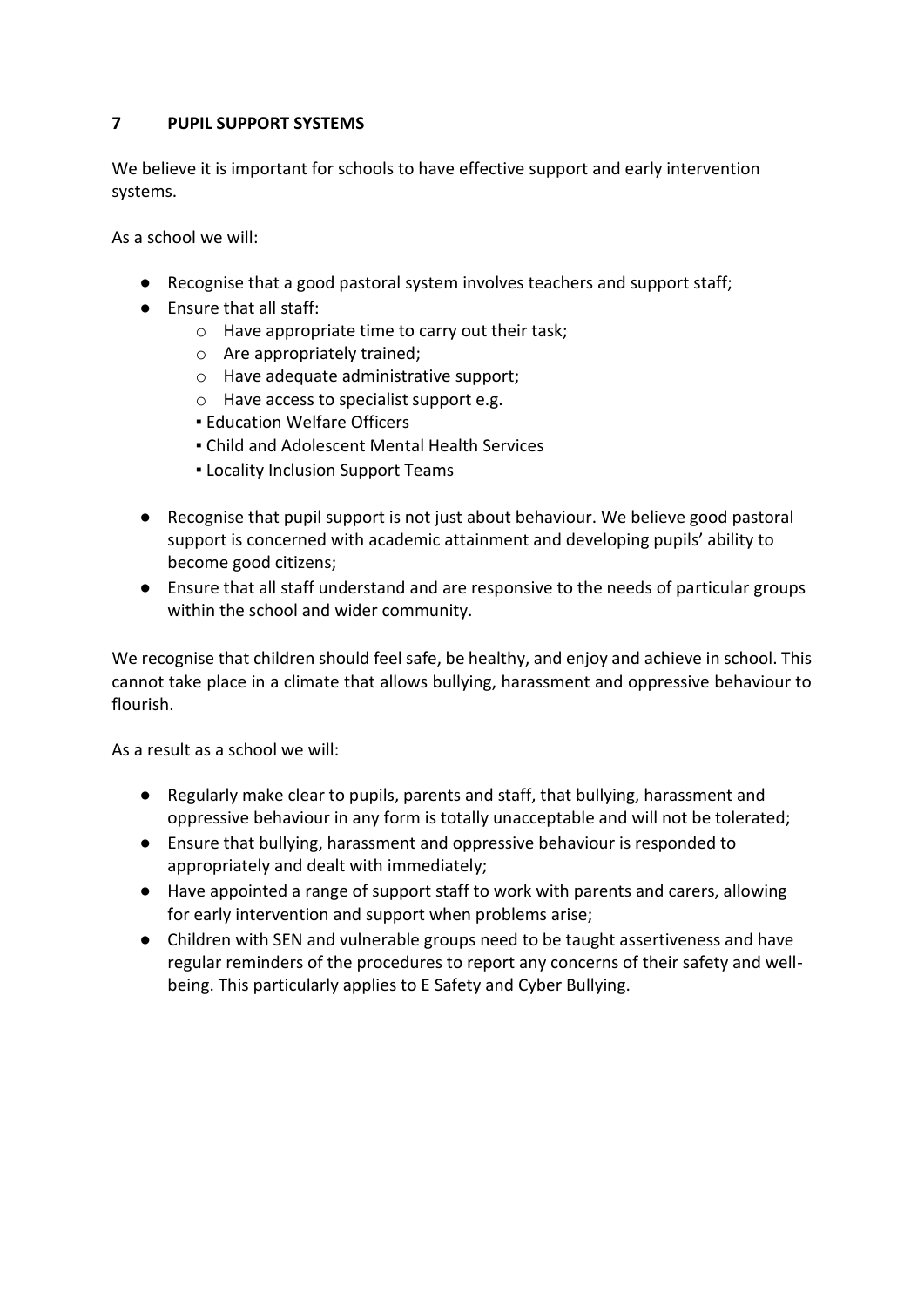## 7 PUPIL SUPPORT SYSTEMS

We believe it is important for schools to have effective support and early intervention systems.

As a school we will:

- Recognise that a good pastoral system involves teachers and support staff;
- Ensure that all staff:
  - Have appropriate time to carry out their task;
  - Are appropriately trained;
  - Have adequate administrative support;
  - Have access to specialist support e.g.
    - Education Welfare Officers
    - Child and Adolescent Mental Health Services
    - Locality Inclusion Support Teams
- Recognise that pupil support is not just about behaviour. We believe good pastoral support is concerned with academic attainment and developing pupils' ability to become good citizens;
- Ensure that all staff understand and are responsive to the needs of particular groups within the school and wider community.

We recognise that children should feel safe, be healthy, and enjoy and achieve in school. This cannot take place in a climate that allows bullying, harassment and oppressive behaviour to flourish.

As a result as a school we will:

- Regularly make clear to pupils, parents and staff, that bullying, harassment and oppressive behaviour in any form is totally unacceptable and will not be tolerated;
- Ensure that bullying, harassment and oppressive behaviour is responded to appropriately and dealt with immediately;
- Have appointed a range of support staff to work with parents and carers, allowing for early intervention and support when problems arise;
- Children with SEN and vulnerable groups need to be taught assertiveness and have regular reminders of the procedures to report any concerns of their safety and well-being. This particularly applies to E Safety and Cyber Bullying.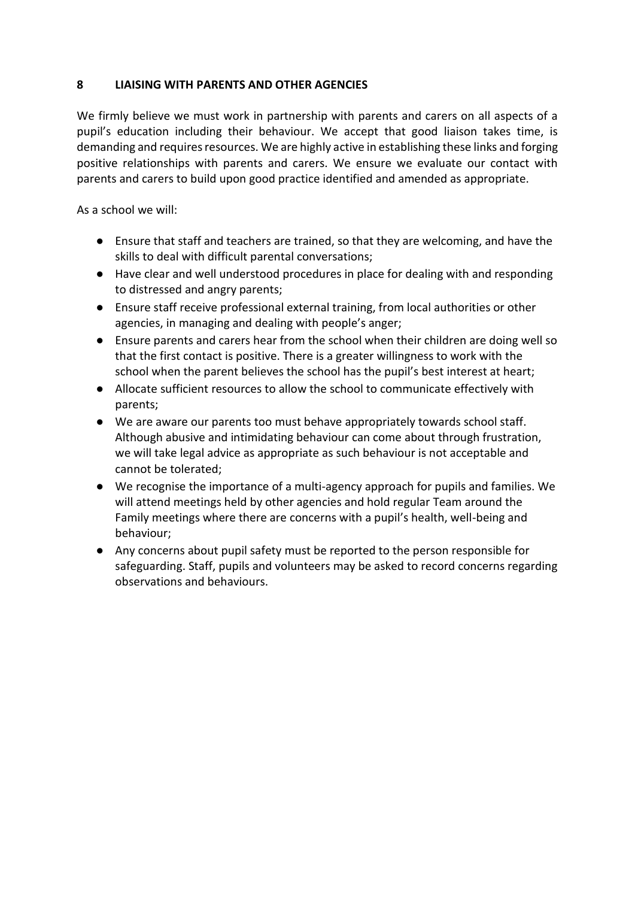## 8 LIAISING WITH PARENTS AND OTHER AGENCIES

We firmly believe we must work in partnership with parents and carers on all aspects of a pupil's education including their behaviour. We accept that good liaison takes time, is demanding and requires resources. We are highly active in establishing these links and forging positive relationships with parents and carers. We ensure we evaluate our contact with parents and carers to build upon good practice identified and amended as appropriate.

As a school we will:

- Ensure that staff and teachers are trained, so that they are welcoming, and have the skills to deal with difficult parental conversations;
- Have clear and well understood procedures in place for dealing with and responding to distressed and angry parents;
- Ensure staff receive professional external training, from local authorities or other agencies, in managing and dealing with people's anger;
- Ensure parents and carers hear from the school when their children are doing well so that the first contact is positive. There is a greater willingness to work with the school when the parent believes the school has the pupil's best interest at heart;
- Allocate sufficient resources to allow the school to communicate effectively with parents;
- We are aware our parents too must behave appropriately towards school staff. Although abusive and intimidating behaviour can come about through frustration, we will take legal advice as appropriate as such behaviour is not acceptable and cannot be tolerated;
- We recognise the importance of a multi-agency approach for pupils and families. We will attend meetings held by other agencies and hold regular Team around the Family meetings where there are concerns with a pupil's health, well-being and behaviour;
- Any concerns about pupil safety must be reported to the person responsible for safeguarding. Staff, pupils and volunteers may be asked to record concerns regarding observations and behaviours.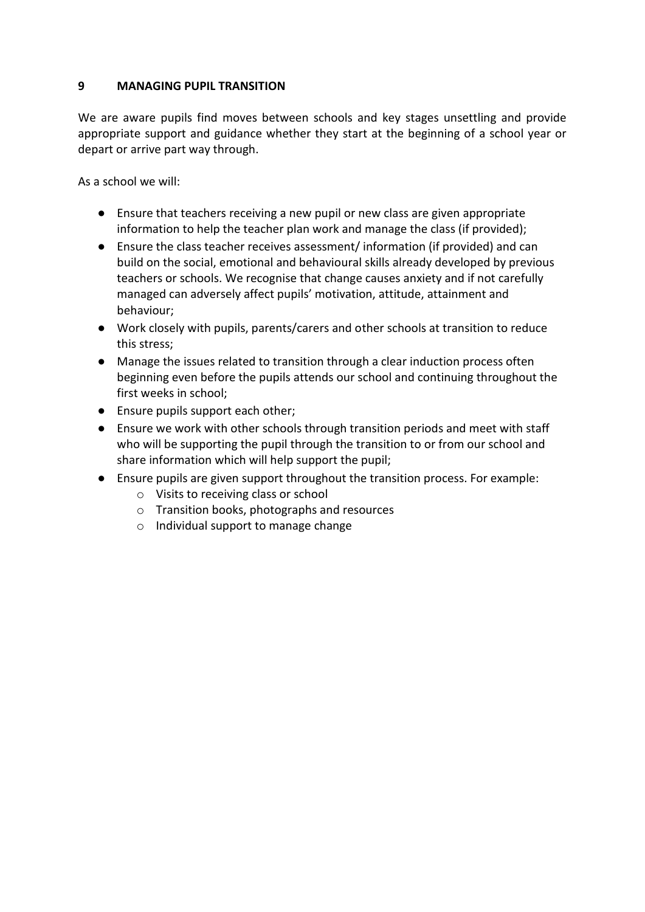## 9 MANAGING PUPIL TRANSITION

We are aware pupils find moves between schools and key stages unsettling and provide appropriate support and guidance whether they start at the beginning of a school year or depart or arrive part way through.

As a school we will:

- Ensure that teachers receiving a new pupil or new class are given appropriate information to help the teacher plan work and manage the class (if provided);
- Ensure the class teacher receives assessment/ information (if provided) and can build on the social, emotional and behavioural skills already developed by previous teachers or schools. We recognise that change causes anxiety and if not carefully managed can adversely affect pupils' motivation, attitude, attainment and behaviour;
- Work closely with pupils, parents/carers and other schools at transition to reduce this stress;
- Manage the issues related to transition through a clear induction process often beginning even before the pupils attends our school and continuing throughout the first weeks in school;
- Ensure pupils support each other;
- Ensure we work with other schools through transition periods and meet with staff who will be supporting the pupil through the transition to or from our school and share information which will help support the pupil;
- Ensure pupils are given support throughout the transition process. For example:
    - Visits to receiving class or school
    - Transition books, photographs and resources
    - Individual support to manage change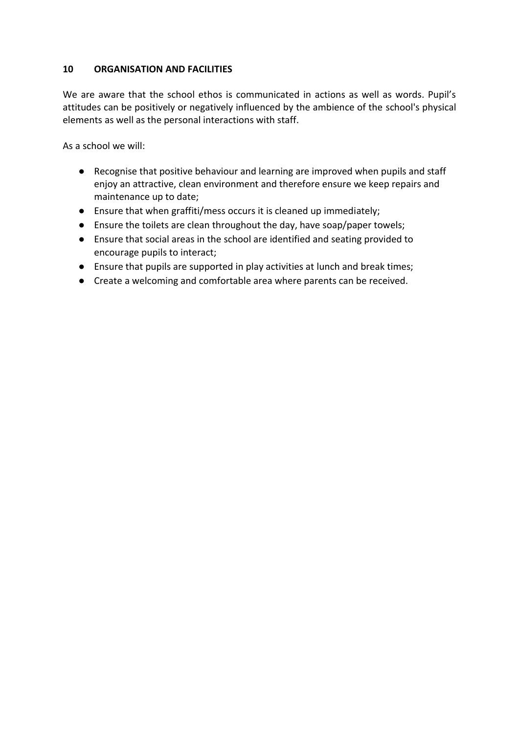## 10 ORGANISATION AND FACILITIES

We are aware that the school ethos is communicated in actions as well as words. Pupil's attitudes can be positively or negatively influenced by the ambience of the school's physical elements as well as the personal interactions with staff.

As a school we will:

- Recognise that positive behaviour and learning are improved when pupils and staff enjoy an attractive, clean environment and therefore ensure we keep repairs and maintenance up to date;
- Ensure that when graffiti/mess occurs it is cleaned up immediately;
- Ensure the toilets are clean throughout the day, have soap/paper towels;
- Ensure that social areas in the school are identified and seating provided to encourage pupils to interact;
- Ensure that pupils are supported in play activities at lunch and break times;
- Create a welcoming and comfortable area where parents can be received.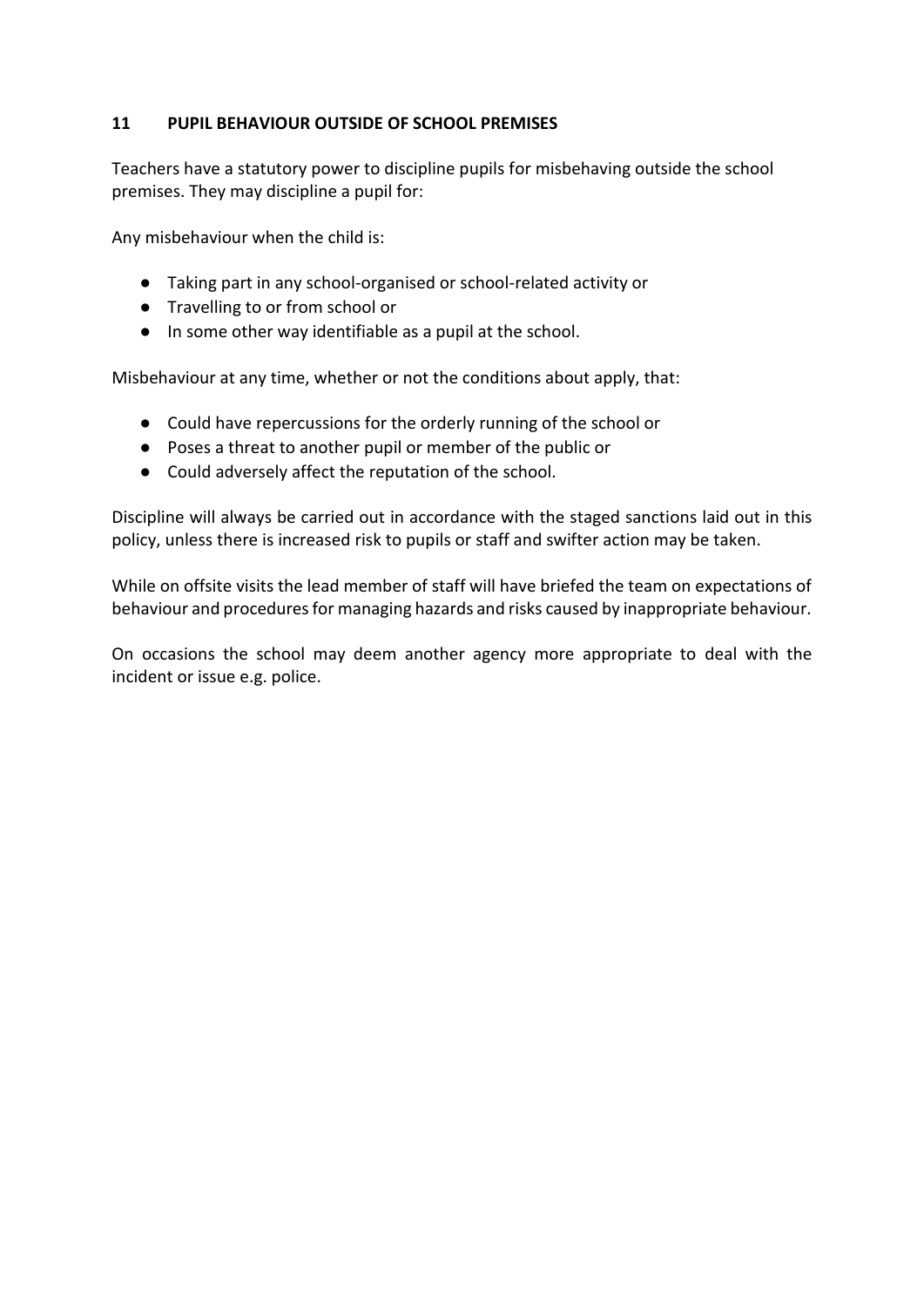## 11 PUPIL BEHAVIOUR OUTSIDE OF SCHOOL PREMISES

Teachers have a statutory power to discipline pupils for misbehaving outside the school premises. They may discipline a pupil for:

Any misbehaviour when the child is:

- Taking part in any school-organised or school-related activity or
- Travelling to or from school or
- In some other way identifiable as a pupil at the school.

Misbehaviour at any time, whether or not the conditions about apply, that:

- Could have repercussions for the orderly running of the school or
- Poses a threat to another pupil or member of the public or
- Could adversely affect the reputation of the school.

Discipline will always be carried out in accordance with the staged sanctions laid out in this policy, unless there is increased risk to pupils or staff and swifter action may be taken.

While on offsite visits the lead member of staff will have briefed the team on expectations of behaviour and procedures for managing hazards and risks caused by inappropriate behaviour.

On occasions the school may deem another agency more appropriate to deal with the incident or issue e.g. police.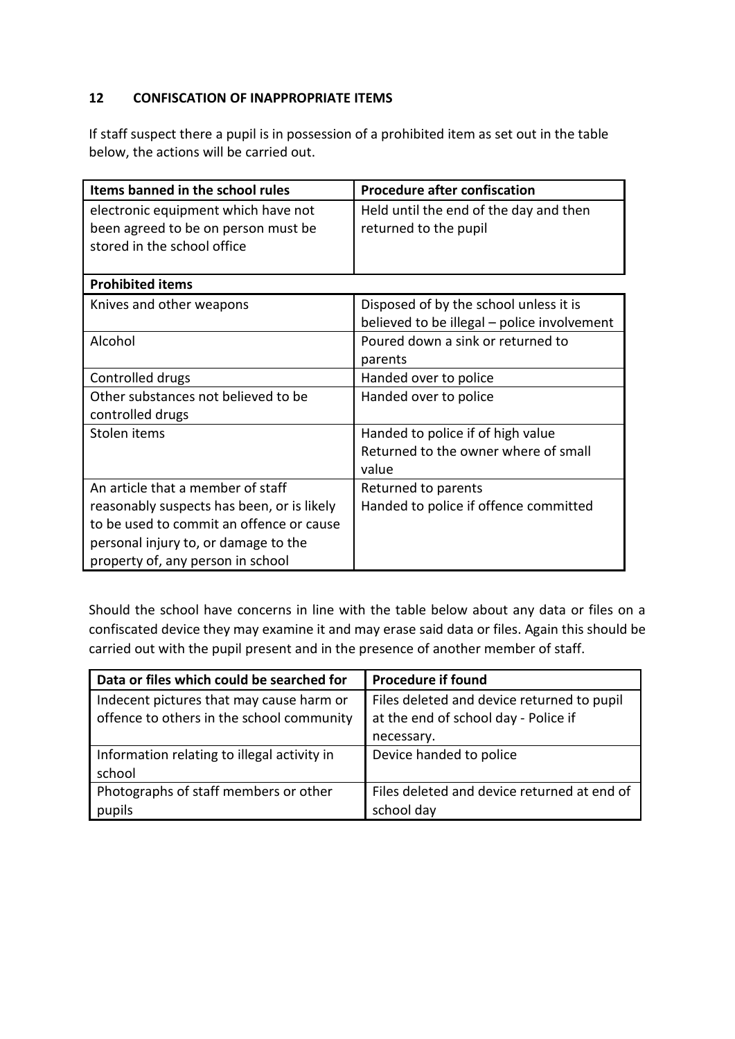## 12 CONFISCATION OF INAPPROPRIATE ITEMS

If staff suspect there a pupil is in possession of a prohibited item as set out in the table below, the actions will be carried out.

| Items banned in the school rules | Procedure after confiscation |
|---|---|
| electronic equipment which have not been agreed to be on person must be stored in the school office | Held until the end of the day and then returned to the pupil |
| **Prohibited items** | |
| Knives and other weapons | Disposed of by the school unless it is believed to be illegal – police involvement |
| Alcohol | Poured down a sink or returned to parents |
| Controlled drugs | Handed over to police |
| Other substances not believed to be controlled drugs | Handed over to police |
| Stolen items | Handed to police if of high value<br>Returned to the owner where of small value |
| An article that a member of staff reasonably suspects has been, or is likely to be used to commit an offence or cause personal injury to, or damage to the property of, any person in school | Returned to parents<br>Handed to police if offence committed |

Should the school have concerns in line with the table below about any data or files on a confiscated device they may examine it and may erase said data or files. Again this should be carried out with the pupil present and in the presence of another member of staff.

| Data or files which could be searched for | Procedure if found |
|---|---|
| Indecent pictures that may cause harm or offence to others in the school community | Files deleted and device returned to pupil at the end of school day - Police if necessary. |
| Information relating to illegal activity in school | Device handed to police |
| Photographs of staff members or other pupils | Files deleted and device returned at end of school day |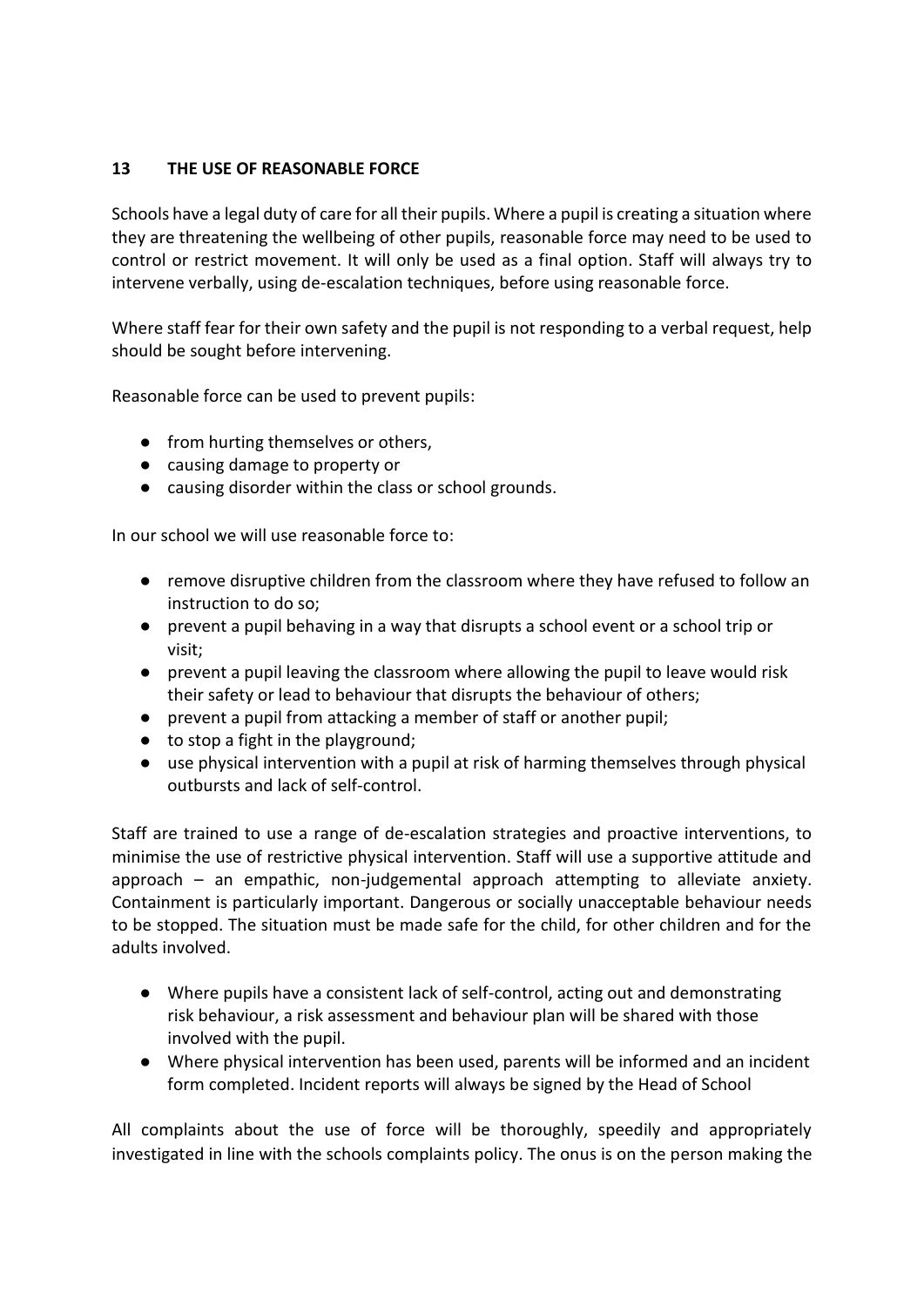## 13 THE USE OF REASONABLE FORCE

Schools have a legal duty of care for all their pupils. Where a pupil is creating a situation where they are threatening the wellbeing of other pupils, reasonable force may need to be used to control or restrict movement. It will only be used as a final option. Staff will always try to intervene verbally, using de-escalation techniques, before using reasonable force.

Where staff fear for their own safety and the pupil is not responding to a verbal request, help should be sought before intervening.

Reasonable force can be used to prevent pupils:

- from hurting themselves or others,
- causing damage to property or
- causing disorder within the class or school grounds.

In our school we will use reasonable force to:

- remove disruptive children from the classroom where they have refused to follow an instruction to do so;
- prevent a pupil behaving in a way that disrupts a school event or a school trip or visit;
- prevent a pupil leaving the classroom where allowing the pupil to leave would risk their safety or lead to behaviour that disrupts the behaviour of others;
- prevent a pupil from attacking a member of staff or another pupil;
- to stop a fight in the playground;
- use physical intervention with a pupil at risk of harming themselves through physical outbursts and lack of self-control.

Staff are trained to use a range of de-escalation strategies and proactive interventions, to minimise the use of restrictive physical intervention. Staff will use a supportive attitude and approach – an empathic, non-judgemental approach attempting to alleviate anxiety. Containment is particularly important. Dangerous or socially unacceptable behaviour needs to be stopped. The situation must be made safe for the child, for other children and for the adults involved.

- Where pupils have a consistent lack of self-control, acting out and demonstrating risk behaviour, a risk assessment and behaviour plan will be shared with those involved with the pupil.
- Where physical intervention has been used, parents will be informed and an incident form completed. Incident reports will always be signed by the Head of School

All complaints about the use of force will be thoroughly, speedily and appropriately investigated in line with the schools complaints policy. The onus is on the person making the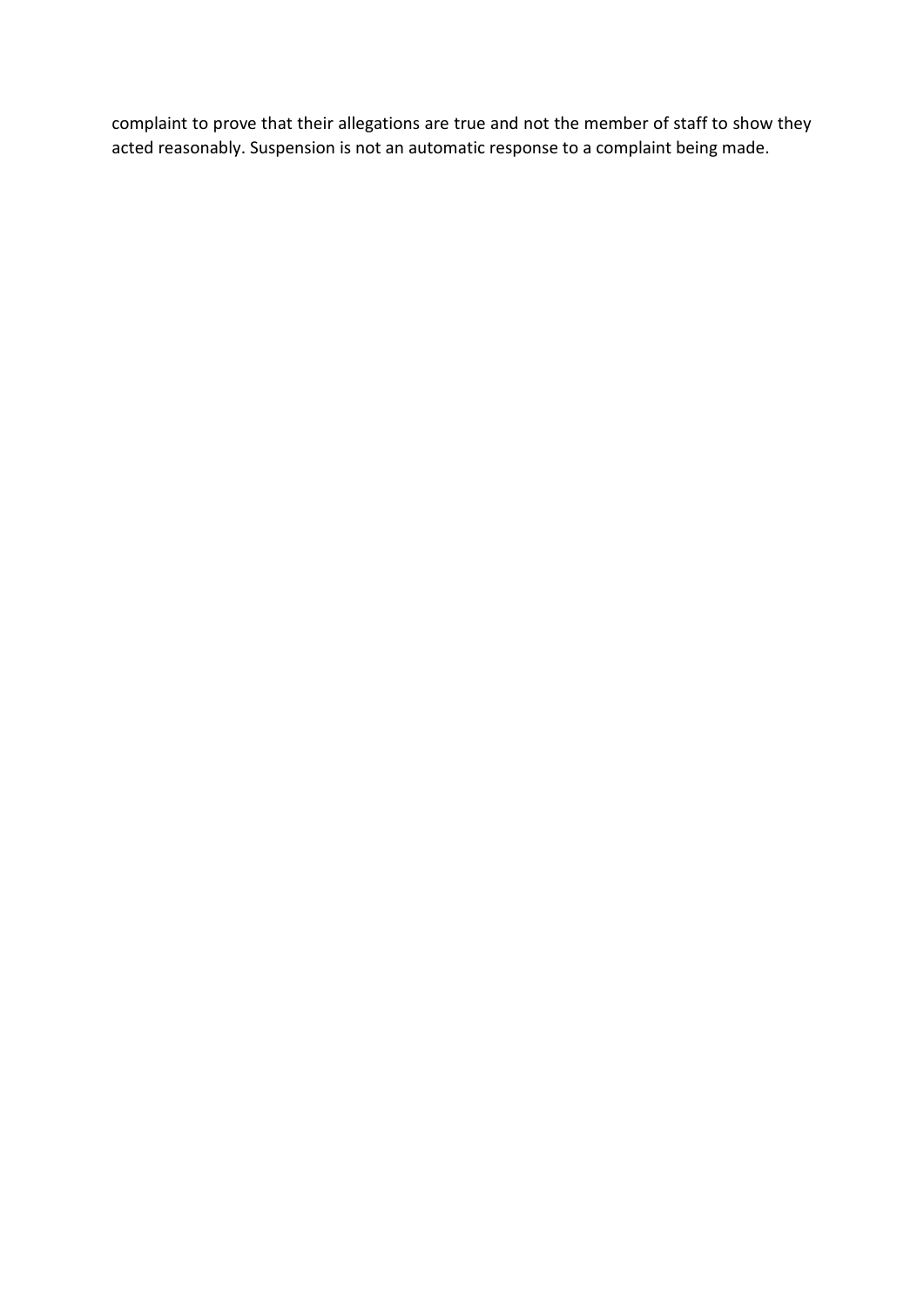complaint to prove that their allegations are true and not the member of staff to show they acted reasonably. Suspension is not an automatic response to a complaint being made.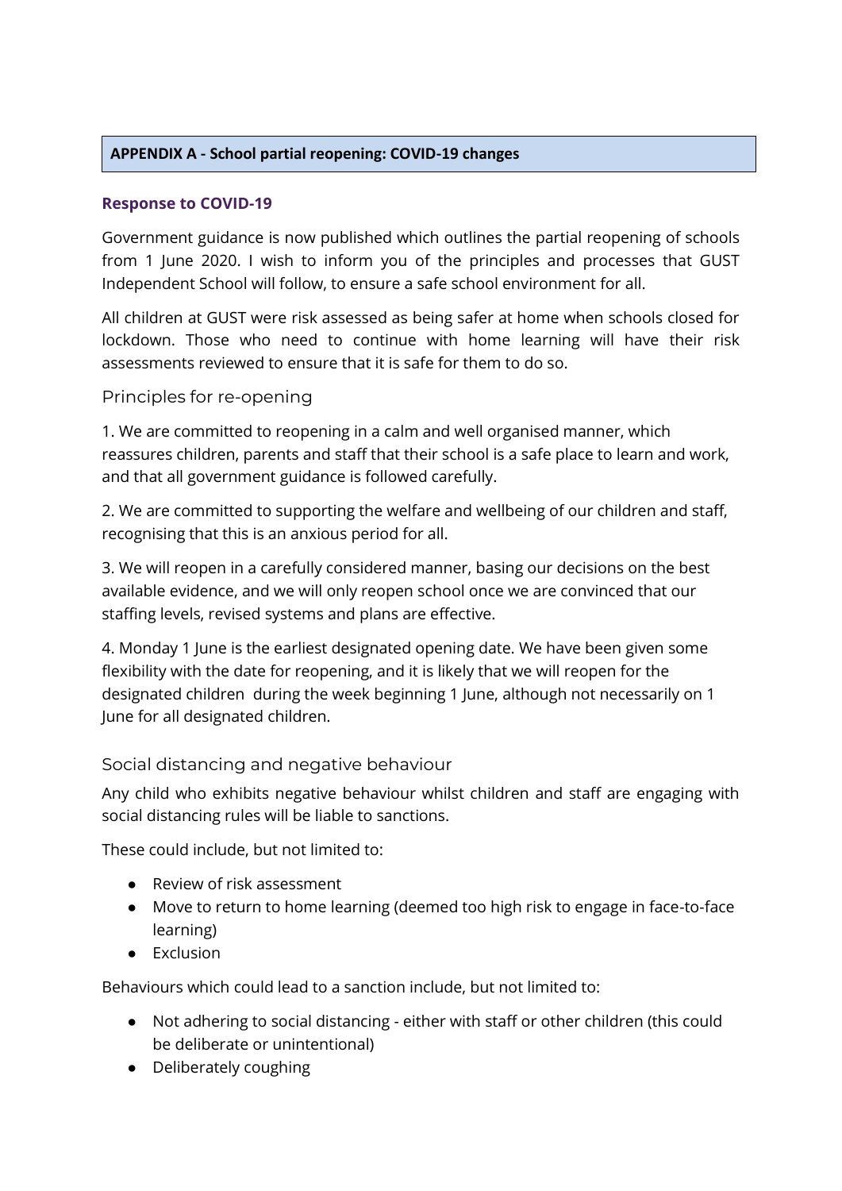## APPENDIX A - School partial reopening: COVID-19 changes

### Response to COVID-19

Government guidance is now published which outlines the partial reopening of schools from 1 June 2020. I wish to inform you of the principles and processes that GUST Independent School will follow, to ensure a safe school environment for all.

All children at GUST were risk assessed as being safer at home when schools closed for lockdown. Those who need to continue with home learning will have their risk assessments reviewed to ensure that it is safe for them to do so.

### Principles for re-opening

1. We are committed to reopening in a calm and well organised manner, which reassures children, parents and staff that their school is a safe place to learn and work, and that all government guidance is followed carefully.

2. We are committed to supporting the welfare and wellbeing of our children and staff, recognising that this is an anxious period for all.

3. We will reopen in a carefully considered manner, basing our decisions on the best available evidence, and we will only reopen school once we are convinced that our staffing levels, revised systems and plans are effective.

4. Monday 1 June is the earliest designated opening date. We have been given some flexibility with the date for reopening, and it is likely that we will reopen for the designated children during the week beginning 1 June, although not necessarily on 1 June for all designated children.

### Social distancing and negative behaviour

Any child who exhibits negative behaviour whilst children and staff are engaging with social distancing rules will be liable to sanctions.

These could include, but not limited to:

- Review of risk assessment
- Move to return to home learning (deemed too high risk to engage in face-to-face learning)
- Exclusion

Behaviours which could lead to a sanction include, but not limited to:

- Not adhering to social distancing - either with staff or other children (this could be deliberate or unintentional)
- Deliberately coughing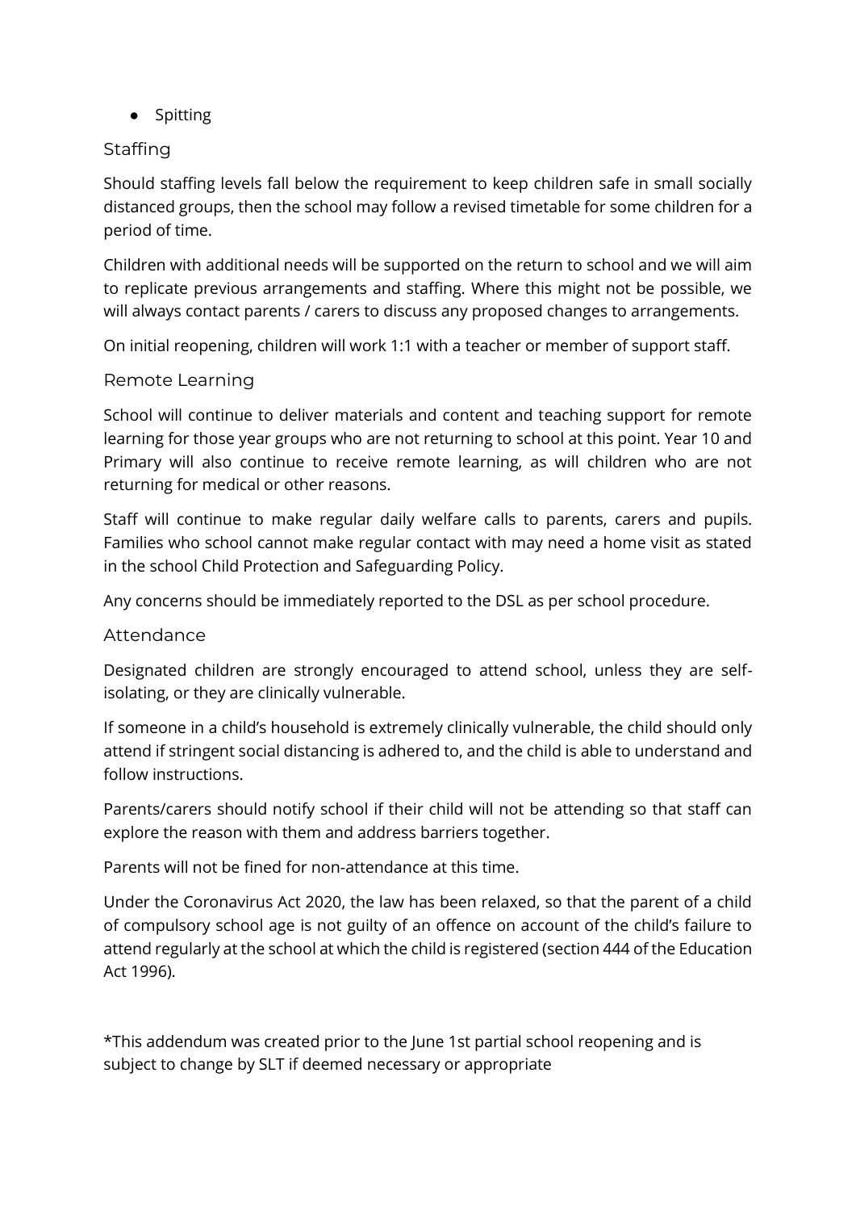- Spitting

### Staffing

Should staffing levels fall below the requirement to keep children safe in small socially distanced groups, then the school may follow a revised timetable for some children for a period of time.

Children with additional needs will be supported on the return to school and we will aim to replicate previous arrangements and staffing. Where this might not be possible, we will always contact parents / carers to discuss any proposed changes to arrangements.

On initial reopening, children will work 1:1 with a teacher or member of support staff.

### Remote Learning

School will continue to deliver materials and content and teaching support for remote learning for those year groups who are not returning to school at this point. Year 10 and Primary will also continue to receive remote learning, as will children who are not returning for medical or other reasons.

Staff will continue to make regular daily welfare calls to parents, carers and pupils. Families who school cannot make regular contact with may need a home visit as stated in the school Child Protection and Safeguarding Policy.

Any concerns should be immediately reported to the DSL as per school procedure.

### Attendance

Designated children are strongly encouraged to attend school, unless they are self-isolating, or they are clinically vulnerable.

If someone in a child's household is extremely clinically vulnerable, the child should only attend if stringent social distancing is adhered to, and the child is able to understand and follow instructions.

Parents/carers should notify school if their child will not be attending so that staff can explore the reason with them and address barriers together.

Parents will not be fined for non-attendance at this time.

Under the Coronavirus Act 2020, the law has been relaxed, so that the parent of a child of compulsory school age is not guilty of an offence on account of the child's failure to attend regularly at the school at which the child is registered (section 444 of the Education Act 1996).

*This addendum was created prior to the June 1st partial school reopening and is subject to change by SLT if deemed necessary or appropriate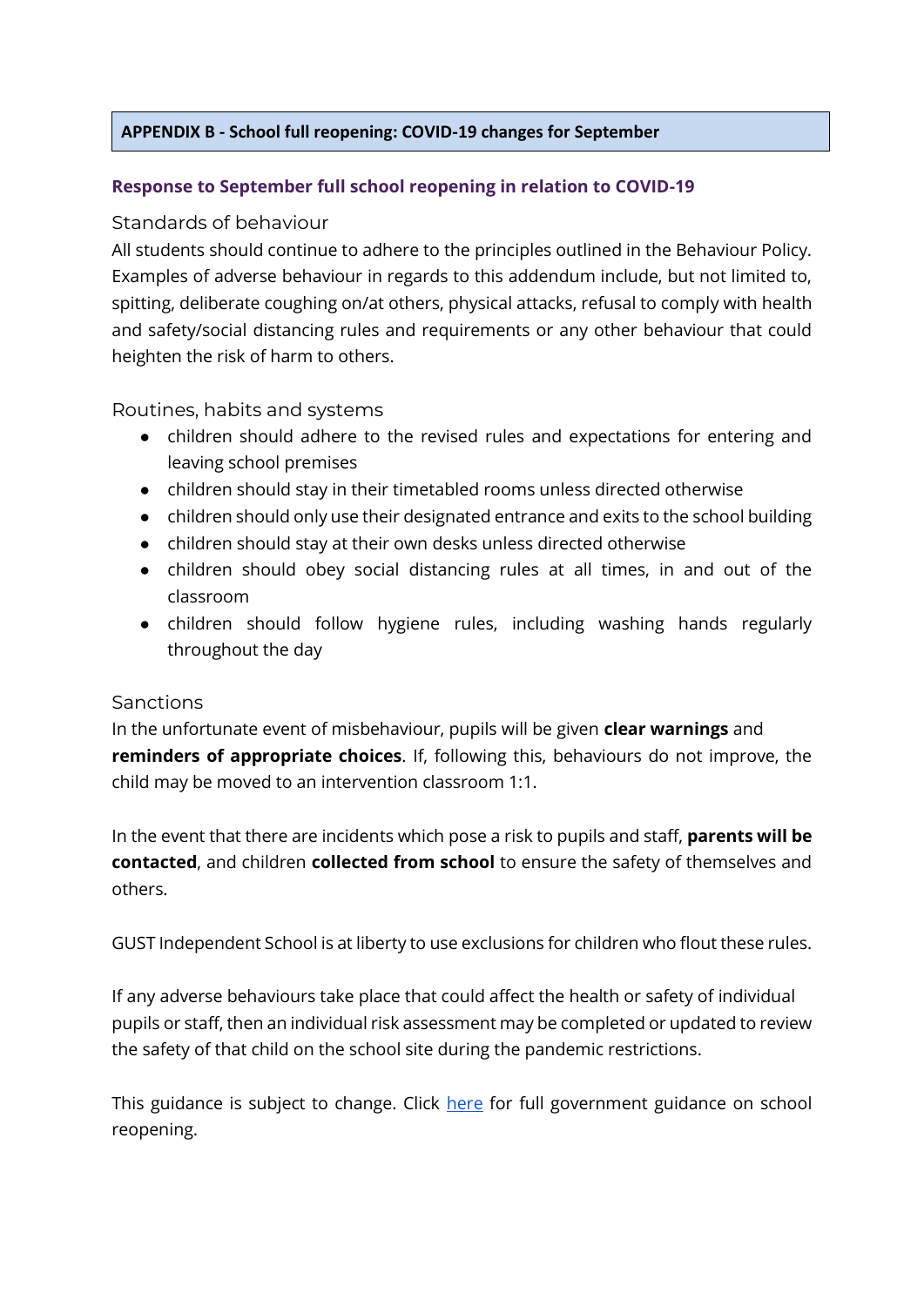## APPENDIX B - School full reopening: COVID-19 changes for September

### Response to September full school reopening in relation to COVID-19

#### Standards of behaviour

All students should continue to adhere to the principles outlined in the Behaviour Policy. Examples of adverse behaviour in regards to this addendum include, but not limited to, spitting, deliberate coughing on/at others, physical attacks, refusal to comply with health and safety/social distancing rules and requirements or any other behaviour that could heighten the risk of harm to others.

#### Routines, habits and systems

- children should adhere to the revised rules and expectations for entering and leaving school premises
- children should stay in their timetabled rooms unless directed otherwise
- children should only use their designated entrance and exits to the school building
- children should stay at their own desks unless directed otherwise
- children should obey social distancing rules at all times, in and out of the classroom
- children should follow hygiene rules, including washing hands regularly throughout the day

#### Sanctions

In the unfortunate event of misbehaviour, pupils will be given **clear warnings** and **reminders of appropriate choices**. If, following this, behaviours do not improve, the child may be moved to an intervention classroom 1:1.

In the event that there are incidents which pose a risk to pupils and staff, **parents will be contacted**, and children **collected from school** to ensure the safety of themselves and others.

GUST Independent School is at liberty to use exclusions for children who flout these rules.

If any adverse behaviours take place that could affect the health or safety of individual pupils or staff, then an individual risk assessment may be completed or updated to review the safety of that child on the school site during the pandemic restrictions.

This guidance is subject to change. Click here for full government guidance on school reopening.